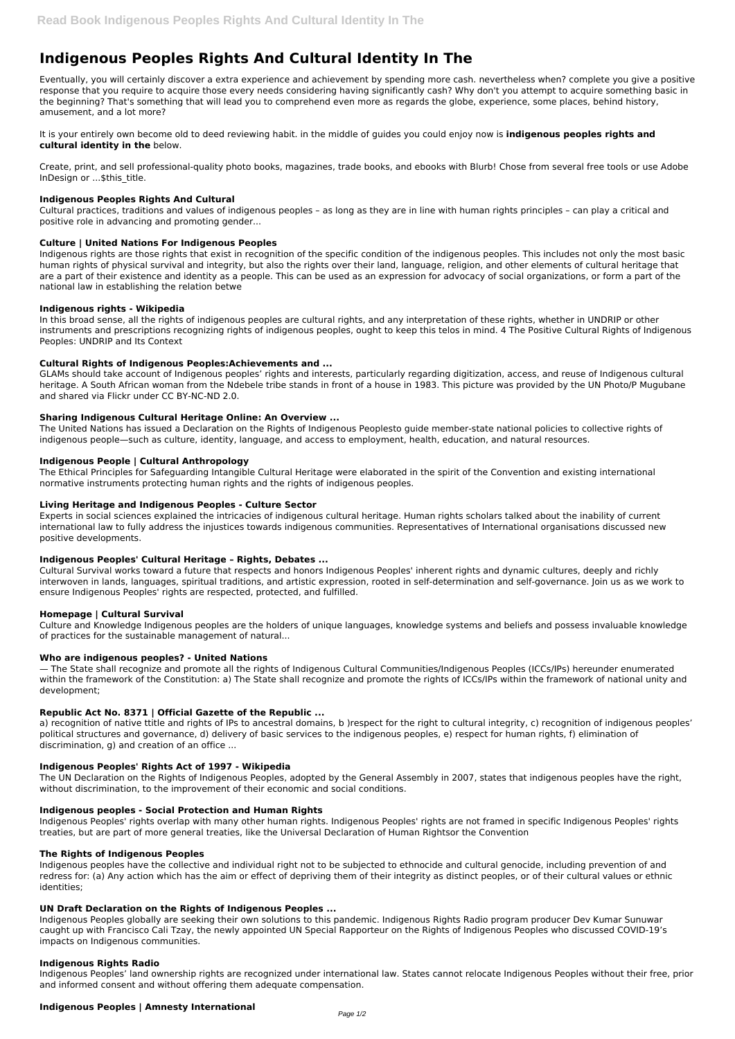# Indigenous Peoples Rights And Cultural Identity In The

Eventually, you will certainly discover a extra experience and achievement by spending more cash. nevertheless when? complete you give a positive response that you require to acquire those every needs considering having significantly cash? Why don't you attempt to acquire something basic in the beginning? That's something that will lead you to comprehend even more as regards the globe, experience, some places, behind history, amusement, and a lot more?

It is your entirely own become old to deed reviewing habit. in the middle of guides you could enjoy now is **indigenous peoples rights and cultural identity in the** below.

Create, print, and sell professional-quality photo books, magazines, trade books, and ebooks with Blurb! Chose from several free tools or use Adobe InDesign or ...$this_title.

### Indigenous Peoples Rights And Cultural

Cultural practices, traditions and values of indigenous peoples – as long as they are in line with human rights principles – can play a critical and positive role in advancing and promoting gender...

### Culture | United Nations For Indigenous Peoples

Indigenous rights are those rights that exist in recognition of the specific condition of the indigenous peoples. This includes not only the most basic human rights of physical survival and integrity, but also the rights over their land, language, religion, and other elements of cultural heritage that are a part of their existence and identity as a people. This can be used as an expression for advocacy of social organizations, or form a part of the national law in establishing the relation betwe

### Indigenous rights - Wikipedia

In this broad sense, all the rights of indigenous peoples are cultural rights, and any interpretation of these rights, whether in UNDRIP or other instruments and prescriptions recognizing rights of indigenous peoples, ought to keep this telos in mind. 4 The Positive Cultural Rights of Indigenous Peoples: UNDRIP and Its Context

### Cultural Rights of Indigenous Peoples:Achievements and ...

GLAMs should take account of Indigenous peoples' rights and interests, particularly regarding digitization, access, and reuse of Indigenous cultural heritage. A South African woman from the Ndebele tribe stands in front of a house in 1983. This picture was provided by the UN Photo/P Mugubane and shared via Flickr under CC BY-NC-ND 2.0.

### Sharing Indigenous Cultural Heritage Online: An Overview ...

The United Nations has issued a Declaration on the Rights of Indigenous Peoplesto guide member-state national policies to collective rights of indigenous people—such as culture, identity, language, and access to employment, health, education, and natural resources.

### Indigenous People | Cultural Anthropology

The Ethical Principles for Safeguarding Intangible Cultural Heritage were elaborated in the spirit of the Convention and existing international normative instruments protecting human rights and the rights of indigenous peoples.

### Living Heritage and Indigenous Peoples - Culture Sector

Experts in social sciences explained the intricacies of indigenous cultural heritage. Human rights scholars talked about the inability of current international law to fully address the injustices towards indigenous communities. Representatives of International organisations discussed new positive developments.

### Indigenous Peoples' Cultural Heritage – Rights, Debates ...

Cultural Survival works toward a future that respects and honors Indigenous Peoples' inherent rights and dynamic cultures, deeply and richly interwoven in lands, languages, spiritual traditions, and artistic expression, rooted in self-determination and self-governance. Join us as we work to ensure Indigenous Peoples' rights are respected, protected, and fulfilled.

### Homepage | Cultural Survival

Culture and Knowledge Indigenous peoples are the holders of unique languages, knowledge systems and beliefs and possess invaluable knowledge of practices for the sustainable management of natural...

### Who are indigenous peoples? - United Nations

— The State shall recognize and promote all the rights of Indigenous Cultural Communities/Indigenous Peoples (ICCs/IPs) hereunder enumerated within the framework of the Constitution: a) The State shall recognize and promote the rights of ICCs/IPs within the framework of national unity and development;

### Republic Act No. 8371 | Official Gazette of the Republic ...

a) recognition of native ttitle and rights of IPs to ancestral domains, b )respect for the right to cultural integrity, c) recognition of indigenous peoples' political structures and governance, d) delivery of basic services to the indigenous peoples, e) respect for human rights, f) elimination of discrimination, g) and creation of an office ...

### Indigenous Peoples' Rights Act of 1997 - Wikipedia

The UN Declaration on the Rights of Indigenous Peoples, adopted by the General Assembly in 2007, states that indigenous peoples have the right, without discrimination, to the improvement of their economic and social conditions.

### Indigenous peoples - Social Protection and Human Rights

Indigenous Peoples' rights overlap with many other human rights. Indigenous Peoples' rights are not framed in specific Indigenous Peoples' rights treaties, but are part of more general treaties, like the Universal Declaration of Human Rightsor the Convention

### The Rights of Indigenous Peoples

Indigenous peoples have the collective and individual right not to be subjected to ethnocide and cultural genocide, including prevention of and redress for: (a) Any action which has the aim or effect of depriving them of their integrity as distinct peoples, or of their cultural values or ethnic identities;

### UN Draft Declaration on the Rights of Indigenous Peoples ...

Indigenous Peoples globally are seeking their own solutions to this pandemic. Indigenous Rights Radio program producer Dev Kumar Sunuwar caught up with Francisco Cali Tzay, the newly appointed UN Special Rapporteur on the Rights of Indigenous Peoples who discussed COVID-19's impacts on Indigenous communities.

### Indigenous Rights Radio

Indigenous Peoples' land ownership rights are recognized under international law. States cannot relocate Indigenous Peoples without their free, prior and informed consent and without offering them adequate compensation.

### Indigenous Peoples | Amnesty International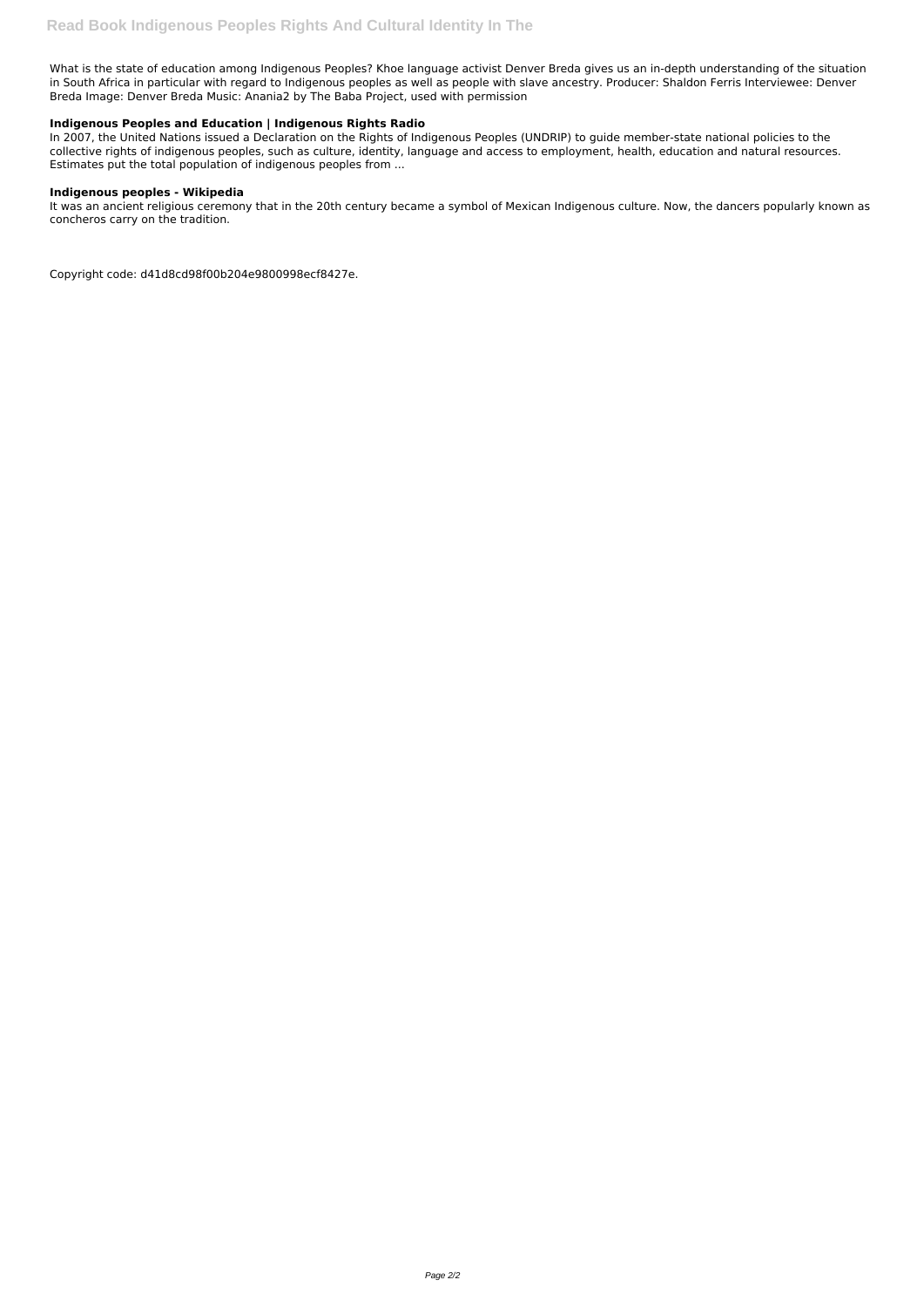What is the state of education among Indigenous Peoples? Khoe language activist Denver Breda gives us an in-depth understanding of the situation in South Africa in particular with regard to Indigenous peoples as well as people with slave ancestry. Producer: Shaldon Ferris Interviewee: Denver Breda Image: Denver Breda Music: Anania2 by The Baba Project, used with permission

**Indigenous Peoples and Education | Indigenous Rights Radio**

In 2007, the United Nations issued a Declaration on the Rights of Indigenous Peoples (UNDRIP) to guide member-state national policies to the collective rights of indigenous peoples, such as culture, identity, language and access to employment, health, education and natural resources. Estimates put the total population of indigenous peoples from ...

**Indigenous peoples - Wikipedia**

It was an ancient religious ceremony that in the 20th century became a symbol of Mexican Indigenous culture. Now, the dancers popularly known as concheros carry on the tradition.

Copyright code: d41d8cd98f00b204e9800998ecf8427e.